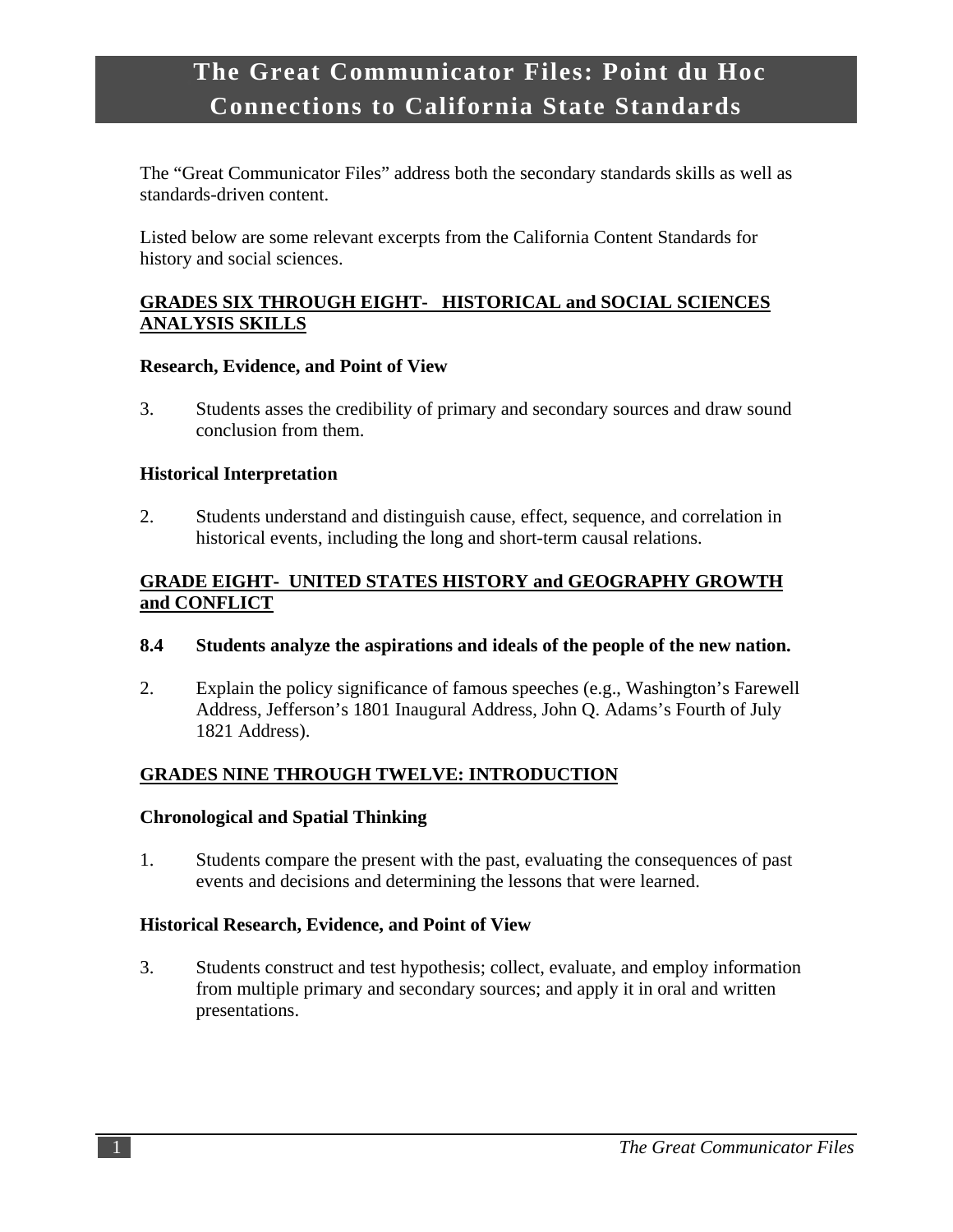# The Great Communicator Files: Point du Hoc Connections to California State Standards

The "Great Communicator Files" address both the secondary standards skills as well as standards-driven content.

Listed below are some relevant excerpts from the California Content Standards for history and social sciences.

## GRADES SIX THROUGH EIGHT- HISTORICAL and SOCIAL SCIENCES ANALYSIS SKILLS

### Research, Evidence, and Point of View

3. Students asses the credibility of primary and secondary sources and draw sound conclusion from them.

### Historical Interpretation

2. Students understand and distinguish cause, effect, sequence, and correlation in historical events, including the long and short-term causal relations.

## GRADE EIGHT- UNITED STATES HISTORY and GEOGRAPHY GROWTH and CONFLICT

**8.4 Students analyze the aspirations and ideals of the people of the new nation.**

2. Explain the policy significance of famous speeches (e.g., Washington's Farewell Address, Jefferson's 1801 Inaugural Address, John Q. Adams's Fourth of July 1821 Address).

## GRADES NINE THROUGH TWELVE: INTRODUCTION

### Chronological and Spatial Thinking

1. Students compare the present with the past, evaluating the consequences of past events and decisions and determining the lessons that were learned.

### Historical Research, Evidence, and Point of View

3. Students construct and test hypothesis; collect, evaluate, and employ information from multiple primary and secondary sources; and apply it in oral and written presentations.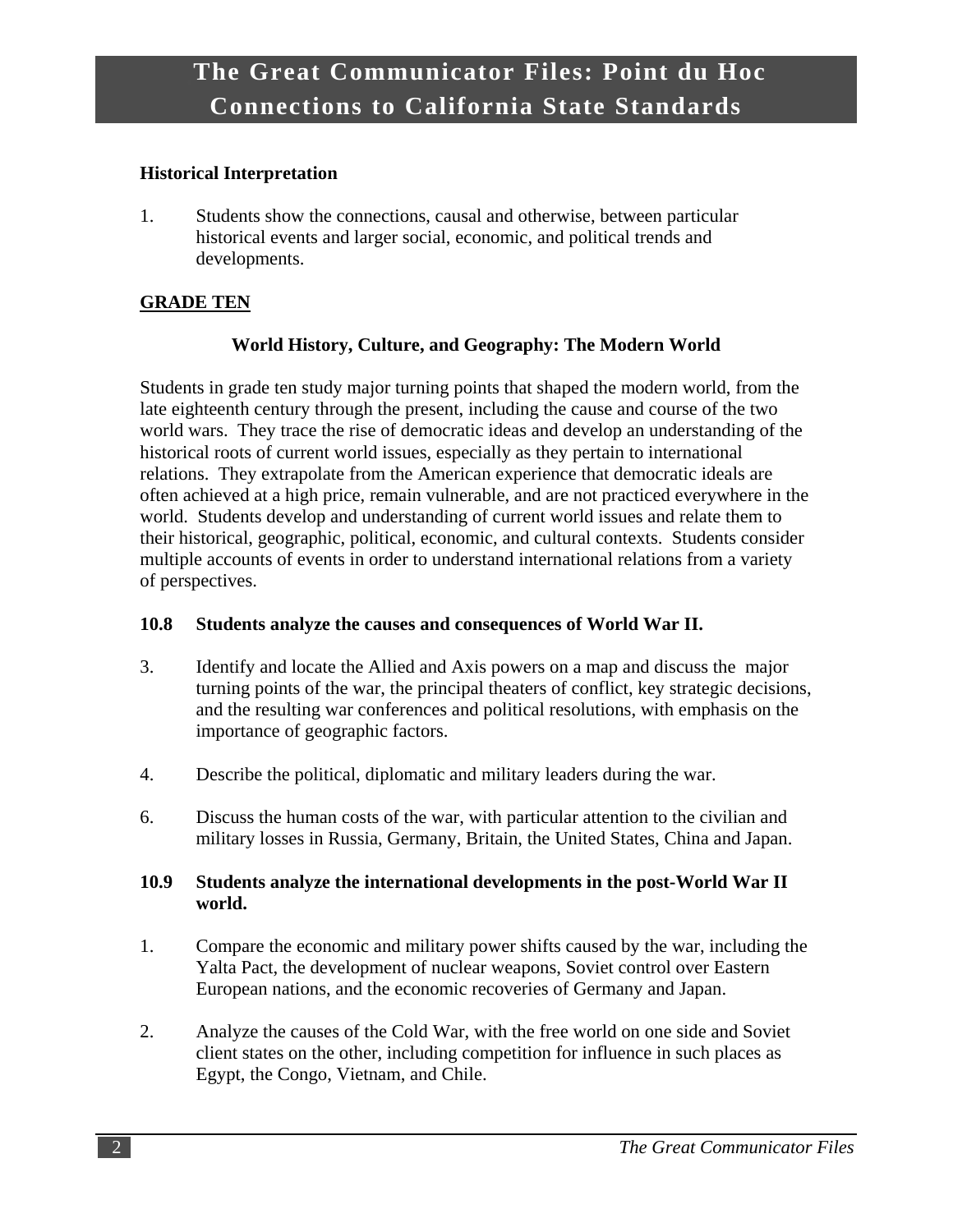# The Great Communicator Files: Point du Hoc
# Connections to California State Standards

**Historical Interpretation**

1. Students show the connections, causal and otherwise, between particular historical events and larger social, economic, and political trends and developments.

**GRADE TEN**

### World History, Culture, and Geography: The Modern World

Students in grade ten study major turning points that shaped the modern world, from the late eighteenth century through the present, including the cause and course of the two world wars. They trace the rise of democratic ideas and develop an understanding of the historical roots of current world issues, especially as they pertain to international relations. They extrapolate from the American experience that democratic ideals are often achieved at a high price, remain vulnerable, and are not practiced everywhere in the world. Students develop and understanding of current world issues and relate them to their historical, geographic, political, economic, and cultural contexts. Students consider multiple accounts of events in order to understand international relations from a variety of perspectives.

**10.8 Students analyze the causes and consequences of World War II.**

3. Identify and locate the Allied and Axis powers on a map and discuss the major turning points of the war, the principal theaters of conflict, key strategic decisions, and the resulting war conferences and political resolutions, with emphasis on the importance of geographic factors.

4. Describe the political, diplomatic and military leaders during the war.

6. Discuss the human costs of the war, with particular attention to the civilian and military losses in Russia, Germany, Britain, the United States, China and Japan.

**10.9 Students analyze the international developments in the post-World War II world.**

1. Compare the economic and military power shifts caused by the war, including the Yalta Pact, the development of nuclear weapons, Soviet control over Eastern European nations, and the economic recoveries of Germany and Japan.

2. Analyze the causes of the Cold War, with the free world on one side and Soviet client states on the other, including competition for influence in such places as Egypt, the Congo, Vietnam, and Chile.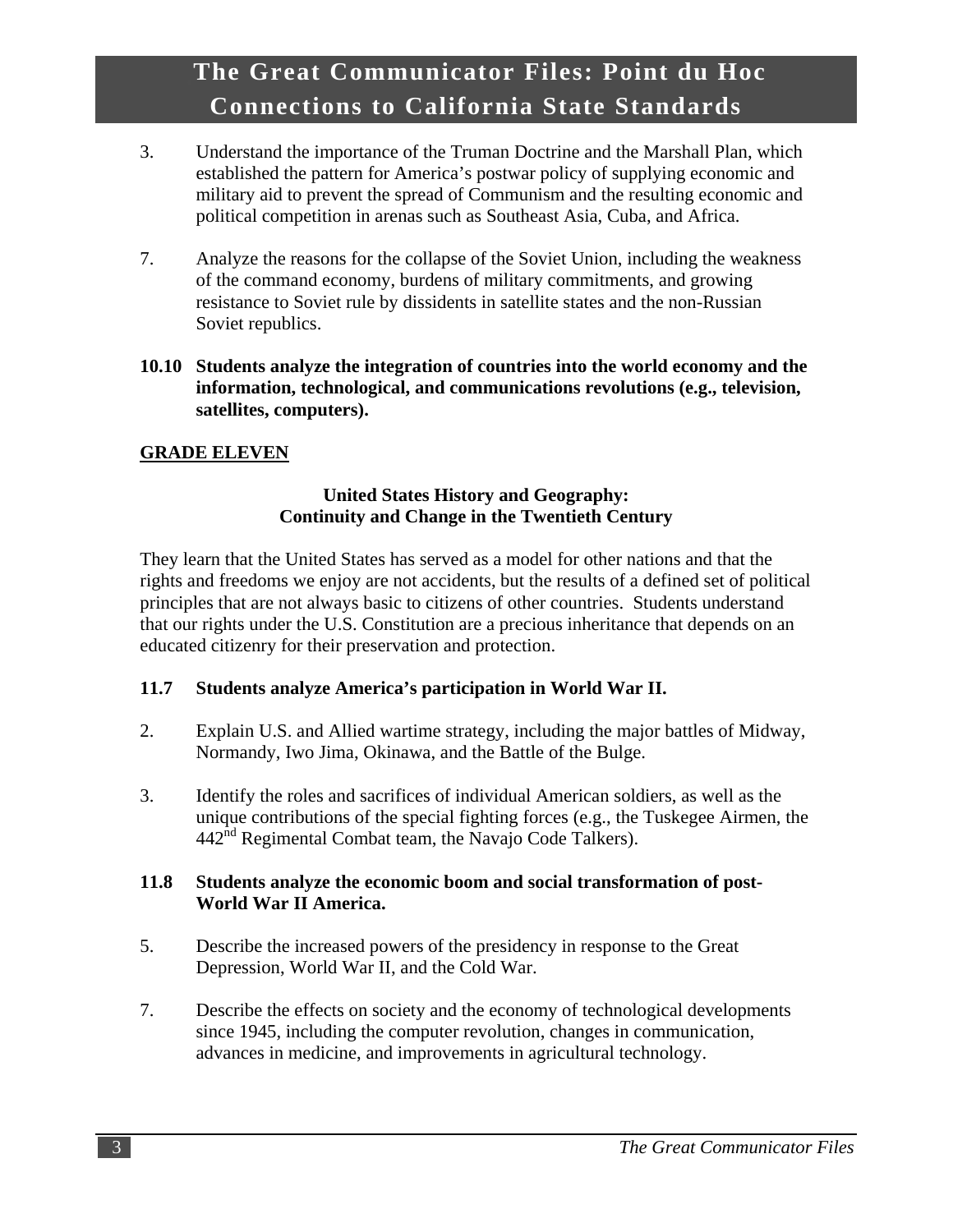3. Understand the importance of the Truman Doctrine and the Marshall Plan, which established the pattern for America's postwar policy of supplying economic and military aid to prevent the spread of Communism and the resulting economic and political competition in arenas such as Southeast Asia, Cuba, and Africa.

7. Analyze the reasons for the collapse of the Soviet Union, including the weakness of the command economy, burdens of military commitments, and growing resistance to Soviet rule by dissidents in satellite states and the non-Russian Soviet republics.

**10.10 Students analyze the integration of countries into the world economy and the information, technological, and communications revolutions (e.g., television, satellites, computers).**

## GRADE ELEVEN

### United States History and Geography: Continuity and Change in the Twentieth Century

They learn that the United States has served as a model for other nations and that the rights and freedoms we enjoy are not accidents, but the results of a defined set of political principles that are not always basic to citizens of other countries. Students understand that our rights under the U.S. Constitution are a precious inheritance that depends on an educated citizenry for their preservation and protection.

**11.7 Students analyze America's participation in World War II.**

2. Explain U.S. and Allied wartime strategy, including the major battles of Midway, Normandy, Iwo Jima, Okinawa, and the Battle of the Bulge.

3. Identify the roles and sacrifices of individual American soldiers, as well as the unique contributions of the special fighting forces (e.g., the Tuskegee Airmen, the 442nd Regimental Combat team, the Navajo Code Talkers).

**11.8 Students analyze the economic boom and social transformation of post-World War II America.**

5. Describe the increased powers of the presidency in response to the Great Depression, World War II, and the Cold War.

7. Describe the effects on society and the economy of technological developments since 1945, including the computer revolution, changes in communication, advances in medicine, and improvements in agricultural technology.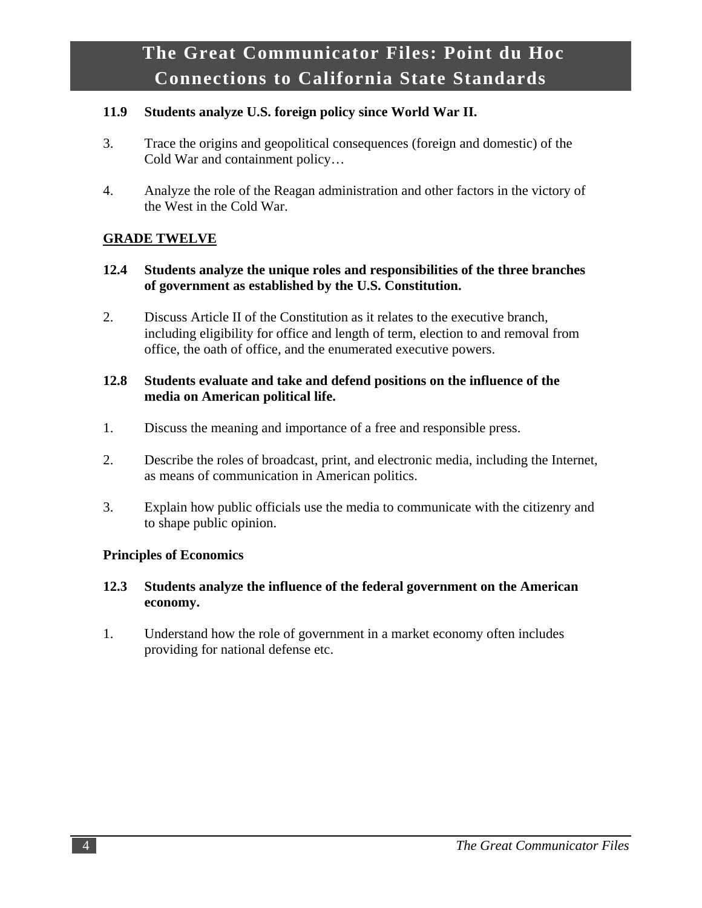# The Great Communicator Files: Point du Hoc
# Connections to California State Standards

**11.9 Students analyze U.S. foreign policy since World War II.**

3. Trace the origins and geopolitical consequences (foreign and domestic) of the Cold War and containment policy…

4. Analyze the role of the Reagan administration and other factors in the victory of the West in the Cold War.

## GRADE TWELVE

**12.4 Students analyze the unique roles and responsibilities of the three branches of government as established by the U.S. Constitution.**

2. Discuss Article II of the Constitution as it relates to the executive branch, including eligibility for office and length of term, election to and removal from office, the oath of office, and the enumerated executive powers.

**12.8 Students evaluate and take and defend positions on the influence of the media on American political life.**

1. Discuss the meaning and importance of a free and responsible press.

2. Describe the roles of broadcast, print, and electronic media, including the Internet, as means of communication in American politics.

3. Explain how public officials use the media to communicate with the citizenry and to shape public opinion.

**Principles of Economics**

**12.3 Students analyze the influence of the federal government on the American economy.**

1. Understand how the role of government in a market economy often includes providing for national defense etc.